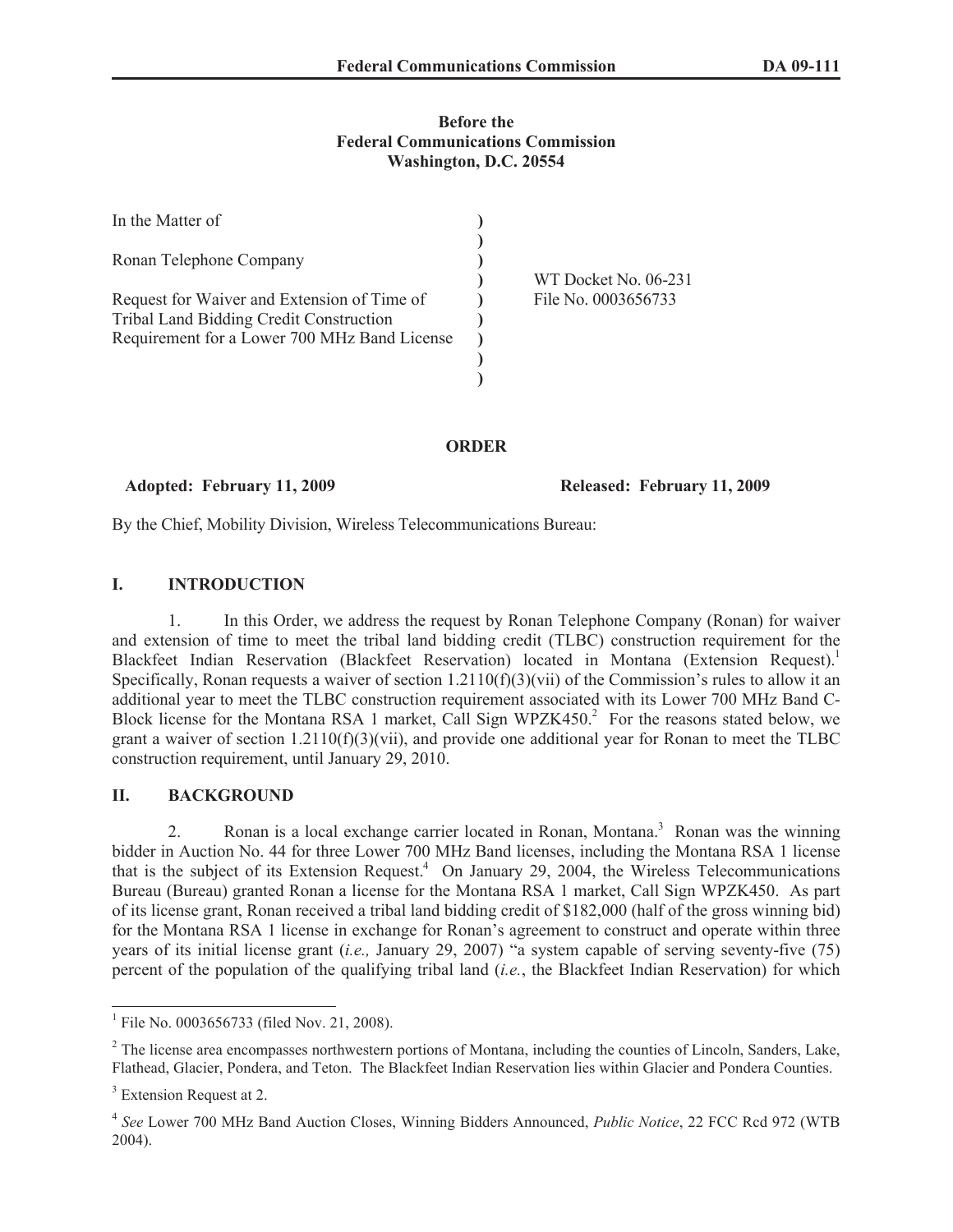Before the
Federal Communications Commission
Washington, D.C. 20554

| | | |
|---|---|---|
| In the Matter of | ) | |
| | ) | |
| Ronan Telephone Company | ) | |
| | ) | WT Docket No. 06-231 |
| Request for Waiver and Extension of Time of Tribal Land Bidding Credit Construction Requirement for a Lower 700 MHz Band License | ) | File No. 0003656733 |
| | ) | |
| | ) | |

## ORDER

**Adopted: February 11, 2009** **Released: February 11, 2009**

By the Chief, Mobility Division, Wireless Telecommunications Bureau:

## I. INTRODUCTION

1. In this Order, we address the request by Ronan Telephone Company (Ronan) for waiver and extension of time to meet the tribal land bidding credit (TLBC) construction requirement for the Blackfeet Indian Reservation (Blackfeet Reservation) located in Montana (Extension Request).[1] Specifically, Ronan requests a waiver of section 1.2110(f)(3)(vii) of the Commission's rules to allow it an additional year to meet the TLBC construction requirement associated with its Lower 700 MHz Band C-Block license for the Montana RSA 1 market, Call Sign WPZK450.[2] For the reasons stated below, we grant a waiver of section 1.2110(f)(3)(vii), and provide one additional year for Ronan to meet the TLBC construction requirement, until January 29, 2010.

## II. BACKGROUND

2. Ronan is a local exchange carrier located in Ronan, Montana.[3] Ronan was the winning bidder in Auction No. 44 for three Lower 700 MHz Band licenses, including the Montana RSA 1 license that is the subject of its Extension Request.[4] On January 29, 2004, the Wireless Telecommunications Bureau (Bureau) granted Ronan a license for the Montana RSA 1 market, Call Sign WPZK450. As part of its license grant, Ronan received a tribal land bidding credit of $182,000 (half of the gross winning bid) for the Montana RSA 1 license in exchange for Ronan's agreement to construct and operate within three years of its initial license grant (*i.e.,* January 29, 2007) "a system capable of serving seventy-five (75) percent of the population of the qualifying tribal land (*i.e.*, the Blackfeet Indian Reservation) for which

---

[1] File No. 0003656733 (filed Nov. 21, 2008).

[2] The license area encompasses northwestern portions of Montana, including the counties of Lincoln, Sanders, Lake, Flathead, Glacier, Pondera, and Teton. The Blackfeet Indian Reservation lies within Glacier and Pondera Counties.

[3] Extension Request at 2.

[4] *See* Lower 700 MHz Band Auction Closes, Winning Bidders Announced, *Public Notice*, 22 FCC Rcd 972 (WTB 2004).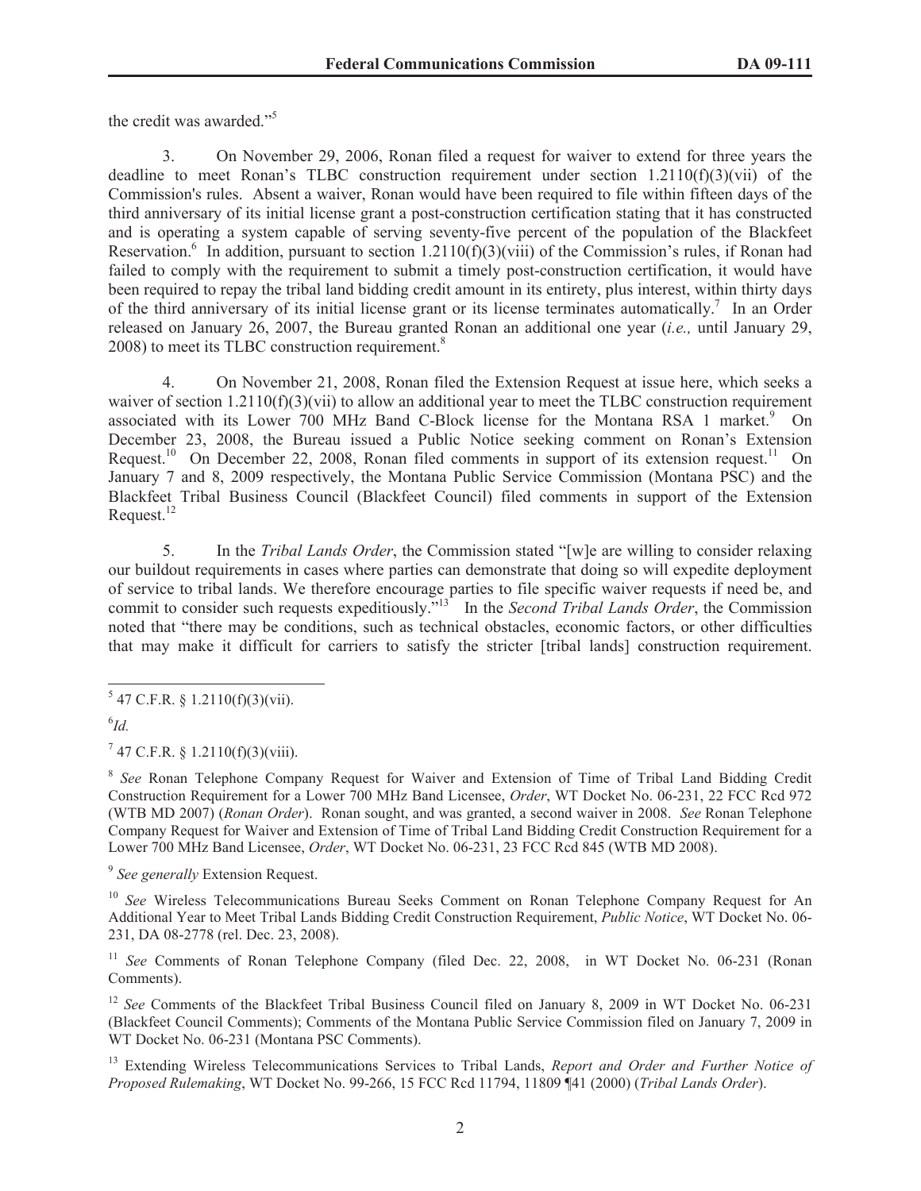the credit was awarded."[5]

3. On November 29, 2006, Ronan filed a request for waiver to extend for three years the deadline to meet Ronan's TLBC construction requirement under section 1.2110(f)(3)(vii) of the Commission's rules. Absent a waiver, Ronan would have been required to file within fifteen days of the third anniversary of its initial license grant a post-construction certification stating that it has constructed and is operating a system capable of serving seventy-five percent of the population of the Blackfeet Reservation.[6] In addition, pursuant to section 1.2110(f)(3)(viii) of the Commission's rules, if Ronan had failed to comply with the requirement to submit a timely post-construction certification, it would have been required to repay the tribal land bidding credit amount in its entirety, plus interest, within thirty days of the third anniversary of its initial license grant or its license terminates automatically.[7] In an Order released on January 26, 2007, the Bureau granted Ronan an additional one year (*i.e.,* until January 29, 2008) to meet its TLBC construction requirement.[8]

4. On November 21, 2008, Ronan filed the Extension Request at issue here, which seeks a waiver of section 1.2110(f)(3)(vii) to allow an additional year to meet the TLBC construction requirement associated with its Lower 700 MHz Band C-Block license for the Montana RSA 1 market.[9] On December 23, 2008, the Bureau issued a Public Notice seeking comment on Ronan's Extension Request.[10] On December 22, 2008, Ronan filed comments in support of its extension request.[11] On January 7 and 8, 2009 respectively, the Montana Public Service Commission (Montana PSC) and the Blackfeet Tribal Business Council (Blackfeet Council) filed comments in support of the Extension Request.[12]

5. In the *Tribal Lands Order*, the Commission stated "[w]e are willing to consider relaxing our buildout requirements in cases where parties can demonstrate that doing so will expedite deployment of service to tribal lands. We therefore encourage parties to file specific waiver requests if need be, and commit to consider such requests expeditiously."[13] In the *Second Tribal Lands Order*, the Commission noted that "there may be conditions, such as technical obstacles, economic factors, or other difficulties that may make it difficult for carriers to satisfy the stricter [tribal lands] construction requirement.

---

[5] 47 C.F.R. § 1.2110(f)(3)(vii).

[6] *Id.*

[7] 47 C.F.R. § 1.2110(f)(3)(viii).

[8] *See* Ronan Telephone Company Request for Waiver and Extension of Time of Tribal Land Bidding Credit Construction Requirement for a Lower 700 MHz Band Licensee, *Order*, WT Docket No. 06-231, 22 FCC Rcd 972 (WTB MD 2007) (*Ronan Order*). Ronan sought, and was granted, a second waiver in 2008. *See* Ronan Telephone Company Request for Waiver and Extension of Time of Tribal Land Bidding Credit Construction Requirement for a Lower 700 MHz Band Licensee, *Order*, WT Docket No. 06-231, 23 FCC Rcd 845 (WTB MD 2008).

[9] *See generally* Extension Request.

[10] *See* Wireless Telecommunications Bureau Seeks Comment on Ronan Telephone Company Request for An Additional Year to Meet Tribal Lands Bidding Credit Construction Requirement, *Public Notice*, WT Docket No. 06-231, DA 08-2778 (rel. Dec. 23, 2008).

[11] *See* Comments of Ronan Telephone Company (filed Dec. 22, 2008, in WT Docket No. 06-231 (Ronan Comments).

[12] *See* Comments of the Blackfeet Tribal Business Council filed on January 8, 2009 in WT Docket No. 06-231 (Blackfeet Council Comments); Comments of the Montana Public Service Commission filed on January 7, 2009 in WT Docket No. 06-231 (Montana PSC Comments).

[13] Extending Wireless Telecommunications Services to Tribal Lands, *Report and Order and Further Notice of Proposed Rulemaking*, WT Docket No. 99-266, 15 FCC Rcd 11794, 11809 ¶41 (2000) (*Tribal Lands Order*).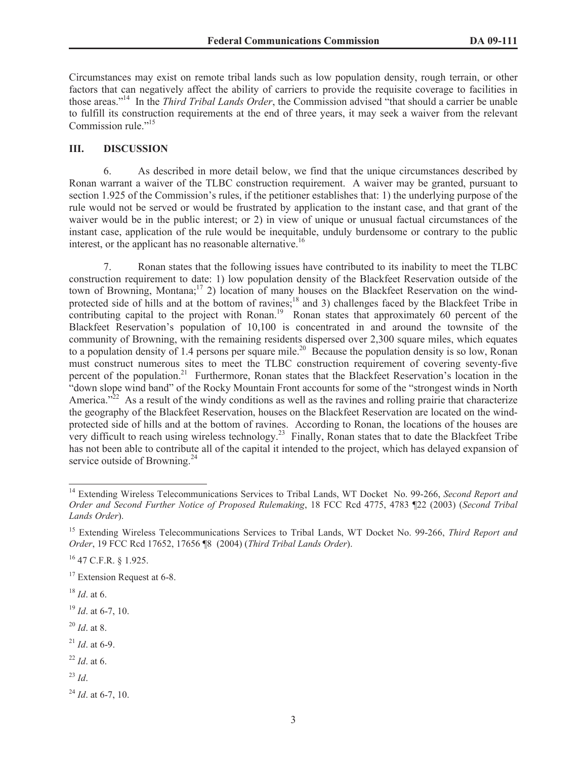Circumstances may exist on remote tribal lands such as low population density, rough terrain, or other factors that can negatively affect the ability of carriers to provide the requisite coverage to facilities in those areas."[14] In the *Third Tribal Lands Order*, the Commission advised "that should a carrier be unable to fulfill its construction requirements at the end of three years, it may seek a waiver from the relevant Commission rule."[15]

## III. DISCUSSION

6. As described in more detail below, we find that the unique circumstances described by Ronan warrant a waiver of the TLBC construction requirement. A waiver may be granted, pursuant to section 1.925 of the Commission's rules, if the petitioner establishes that: 1) the underlying purpose of the rule would not be served or would be frustrated by application to the instant case, and that grant of the waiver would be in the public interest; or 2) in view of unique or unusual factual circumstances of the instant case, application of the rule would be inequitable, unduly burdensome or contrary to the public interest, or the applicant has no reasonable alternative.[16]

7. Ronan states that the following issues have contributed to its inability to meet the TLBC construction requirement to date: 1) low population density of the Blackfeet Reservation outside of the town of Browning, Montana;[17] 2) location of many houses on the Blackfeet Reservation on the wind-protected side of hills and at the bottom of ravines;[18] and 3) challenges faced by the Blackfeet Tribe in contributing capital to the project with Ronan.[19] Ronan states that approximately 60 percent of the Blackfeet Reservation's population of 10,100 is concentrated in and around the townsite of the community of Browning, with the remaining residents dispersed over 2,300 square miles, which equates to a population density of 1.4 persons per square mile.[20] Because the population density is so low, Ronan must construct numerous sites to meet the TLBC construction requirement of covering seventy-five percent of the population.[21] Furthermore, Ronan states that the Blackfeet Reservation's location in the "down slope wind band" of the Rocky Mountain Front accounts for some of the "strongest winds in North America."[22] As a result of the windy conditions as well as the ravines and rolling prairie that characterize the geography of the Blackfeet Reservation, houses on the Blackfeet Reservation are located on the wind-protected side of hills and at the bottom of ravines. According to Ronan, the locations of the houses are very difficult to reach using wireless technology.[23] Finally, Ronan states that to date the Blackfeet Tribe has not been able to contribute all of the capital it intended to the project, which has delayed expansion of service outside of Browning.[24]

---

[14] Extending Wireless Telecommunications Services to Tribal Lands, WT Docket No. 99-266, *Second Report and Order and Second Further Notice of Proposed Rulemaking*, 18 FCC Rcd 4775, 4783 ¶22 (2003) (*Second Tribal Lands Order*).

[15] Extending Wireless Telecommunications Services to Tribal Lands, WT Docket No. 99-266, *Third Report and Order*, 19 FCC Rcd 17652, 17656 ¶8 (2004) (*Third Tribal Lands Order*).

[16] 47 C.F.R. § 1.925.

[17] Extension Request at 6-8.

[18] *Id*. at 6.

[19] *Id*. at 6-7, 10.

[20] *Id*. at 8.

[21] *Id*. at 6-9.

[22] *Id*. at 6.

[23] *Id*.

[24] *Id*. at 6-7, 10.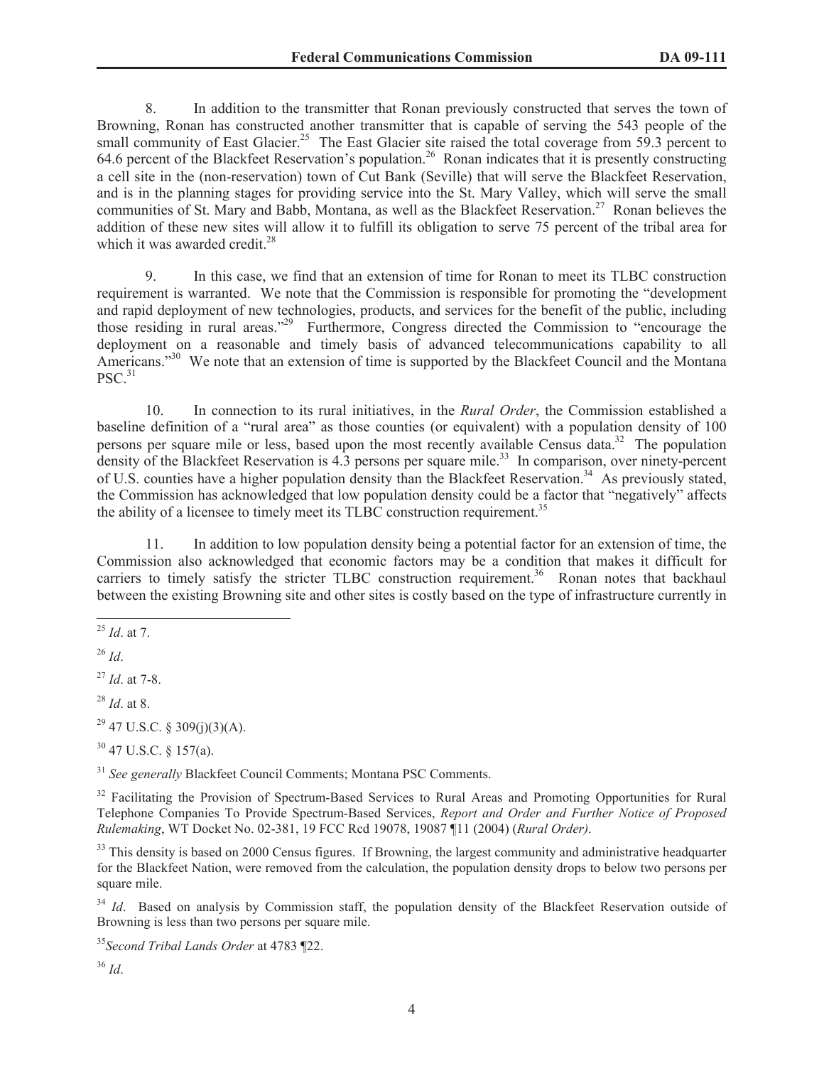8. In addition to the transmitter that Ronan previously constructed that serves the town of Browning, Ronan has constructed another transmitter that is capable of serving the 543 people of the small community of East Glacier.[25] The East Glacier site raised the total coverage from 59.3 percent to 64.6 percent of the Blackfeet Reservation's population.[26] Ronan indicates that it is presently constructing a cell site in the (non-reservation) town of Cut Bank (Seville) that will serve the Blackfeet Reservation, and is in the planning stages for providing service into the St. Mary Valley, which will serve the small communities of St. Mary and Babb, Montana, as well as the Blackfeet Reservation.[27] Ronan believes the addition of these new sites will allow it to fulfill its obligation to serve 75 percent of the tribal area for which it was awarded credit.[28]

9. In this case, we find that an extension of time for Ronan to meet its TLBC construction requirement is warranted. We note that the Commission is responsible for promoting the "development and rapid deployment of new technologies, products, and services for the benefit of the public, including those residing in rural areas."[29] Furthermore, Congress directed the Commission to "encourage the deployment on a reasonable and timely basis of advanced telecommunications capability to all Americans."[30] We note that an extension of time is supported by the Blackfeet Council and the Montana PSC.[31]

10. In connection to its rural initiatives, in the *Rural Order*, the Commission established a baseline definition of a "rural area" as those counties (or equivalent) with a population density of 100 persons per square mile or less, based upon the most recently available Census data.[32] The population density of the Blackfeet Reservation is 4.3 persons per square mile.[33] In comparison, over ninety-percent of U.S. counties have a higher population density than the Blackfeet Reservation.[34] As previously stated, the Commission has acknowledged that low population density could be a factor that "negatively" affects the ability of a licensee to timely meet its TLBC construction requirement.[35]

11. In addition to low population density being a potential factor for an extension of time, the Commission also acknowledged that economic factors may be a condition that makes it difficult for carriers to timely satisfy the stricter TLBC construction requirement.[36] Ronan notes that backhaul between the existing Browning site and other sites is costly based on the type of infrastructure currently in

---

[25] *Id*. at 7.

[26] *Id*.

[27] *Id*. at 7-8.

[28] *Id*. at 8.

[29] 47 U.S.C. § 309(j)(3)(A).

[30] 47 U.S.C. § 157(a).

[31] *See generally* Blackfeet Council Comments; Montana PSC Comments.

[32] Facilitating the Provision of Spectrum-Based Services to Rural Areas and Promoting Opportunities for Rural Telephone Companies To Provide Spectrum-Based Services, *Report and Order and Further Notice of Proposed Rulemaking*, WT Docket No. 02-381, 19 FCC Rcd 19078, 19087 ¶11 (2004) (*Rural Order)*.

[33] This density is based on 2000 Census figures. If Browning, the largest community and administrative headquarter for the Blackfeet Nation, were removed from the calculation, the population density drops to below two persons per square mile.

[34] *Id*. Based on analysis by Commission staff, the population density of the Blackfeet Reservation outside of Browning is less than two persons per square mile.

[35] *Second Tribal Lands Order* at 4783 ¶22.

[36] *Id*.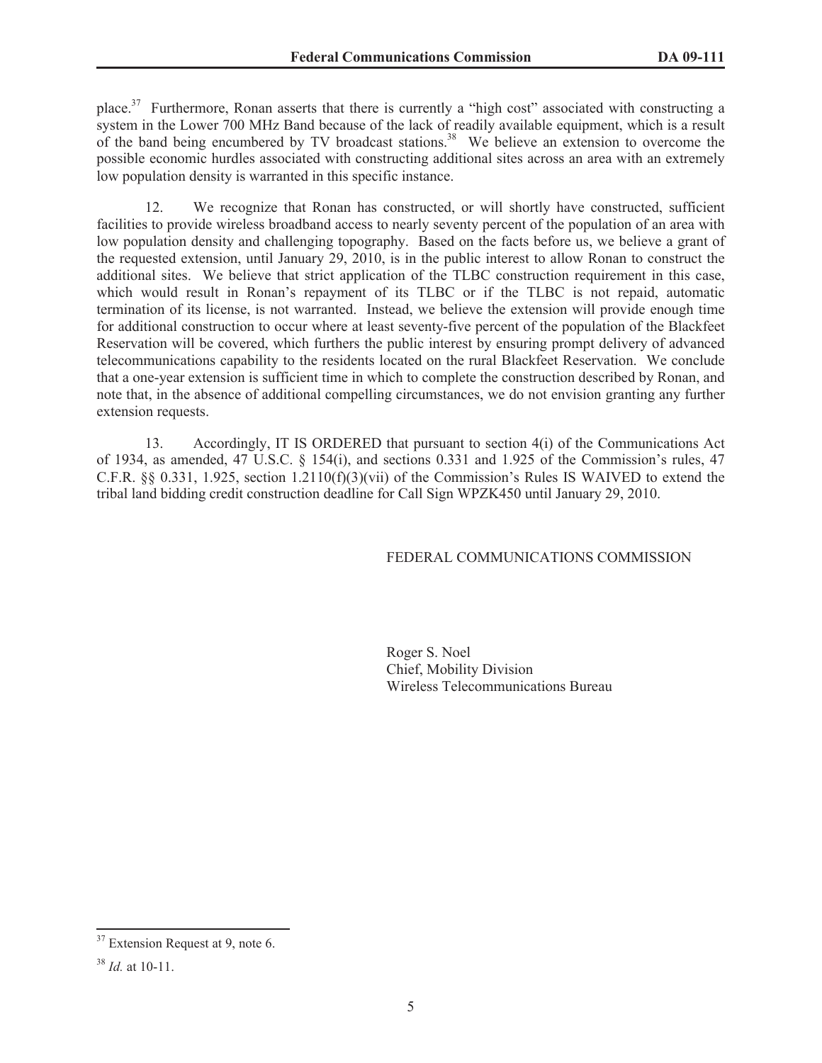place.[37] Furthermore, Ronan asserts that there is currently a "high cost" associated with constructing a system in the Lower 700 MHz Band because of the lack of readily available equipment, which is a result of the band being encumbered by TV broadcast stations.[38] We believe an extension to overcome the possible economic hurdles associated with constructing additional sites across an area with an extremely low population density is warranted in this specific instance.

12. We recognize that Ronan has constructed, or will shortly have constructed, sufficient facilities to provide wireless broadband access to nearly seventy percent of the population of an area with low population density and challenging topography. Based on the facts before us, we believe a grant of the requested extension, until January 29, 2010, is in the public interest to allow Ronan to construct the additional sites. We believe that strict application of the TLBC construction requirement in this case, which would result in Ronan's repayment of its TLBC or if the TLBC is not repaid, automatic termination of its license, is not warranted. Instead, we believe the extension will provide enough time for additional construction to occur where at least seventy-five percent of the population of the Blackfeet Reservation will be covered, which furthers the public interest by ensuring prompt delivery of advanced telecommunications capability to the residents located on the rural Blackfeet Reservation. We conclude that a one-year extension is sufficient time in which to complete the construction described by Ronan, and note that, in the absence of additional compelling circumstances, we do not envision granting any further extension requests.

13. Accordingly, IT IS ORDERED that pursuant to section 4(i) of the Communications Act of 1934, as amended, 47 U.S.C. § 154(i), and sections 0.331 and 1.925 of the Commission's rules, 47 C.F.R. §§ 0.331, 1.925, section 1.2110(f)(3)(vii) of the Commission's Rules IS WAIVED to extend the tribal land bidding credit construction deadline for Call Sign WPZK450 until January 29, 2010.

FEDERAL COMMUNICATIONS COMMISSION

Roger S. Noel
Chief, Mobility Division
Wireless Telecommunications Bureau

---

[37] Extension Request at 9, note 6.

[38] *Id.* at 10-11.